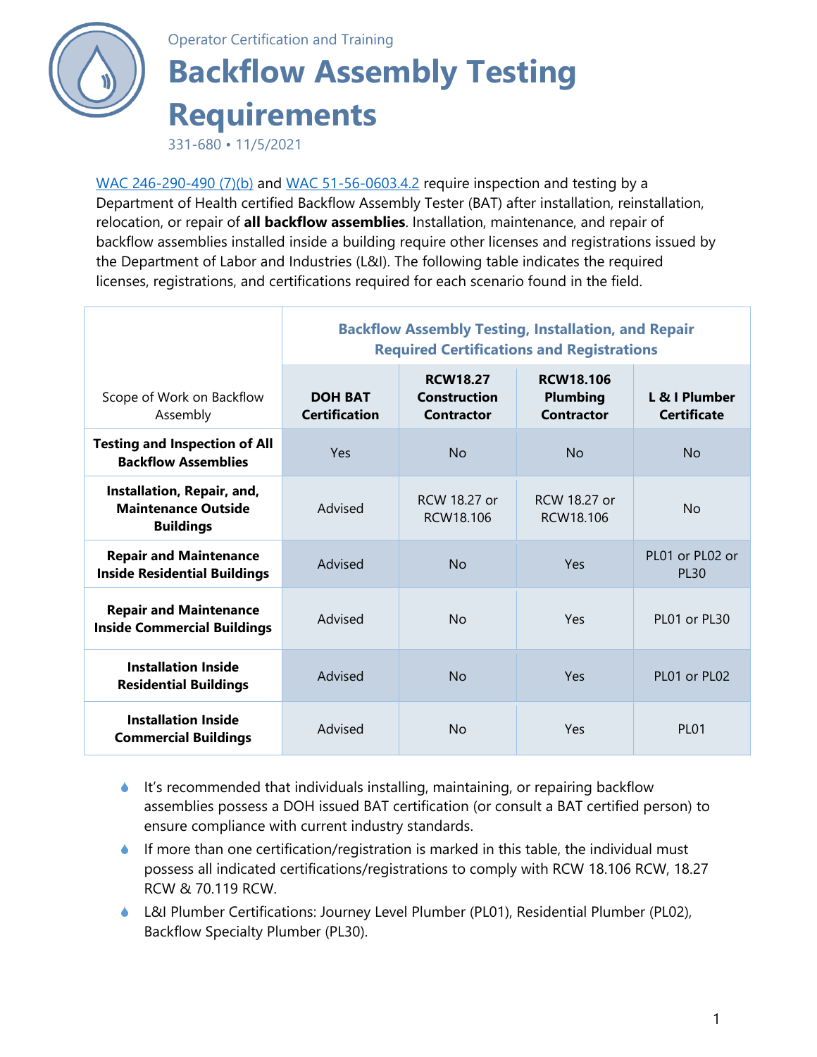Operator Certification and Training

# Backflow Assembly Testing Requirements

331-680 • 11/5/2021

WAC 246-290-490 (7)(b) and WAC 51-56-0603.4.2 require inspection and testing by a Department of Health certified Backflow Assembly Tester (BAT) after installation, reinstallation, relocation, or repair of **all backflow assemblies**. Installation, maintenance, and repair of backflow assemblies installed inside a building require other licenses and registrations issued by the Department of Labor and Industries (L&I). The following table indicates the required licenses, registrations, and certifications required for each scenario found in the field.

| Scope of Work on Backflow Assembly | Backflow Assembly Testing, Installation, and Repair Required Certifications and Registrations | | | |
|---|---|---|---|---|
| | **DOH BAT Certification** | **RCW18.27 Construction Contractor** | **RCW18.106 Plumbing Contractor** | **L & I Plumber Certificate** |
| **Testing and Inspection of All Backflow Assemblies** | Yes | No | No | No |
| **Installation, Repair, and, Maintenance Outside Buildings** | Advised | RCW 18.27 or RCW18.106 | RCW 18.27 or RCW18.106 | No |
| **Repair and Maintenance Inside Residential Buildings** | Advised | No | Yes | PL01 or PL02 or PL30 |
| **Repair and Maintenance Inside Commercial Buildings** | Advised | No | Yes | PL01 or PL30 |
| **Installation Inside Residential Buildings** | Advised | No | Yes | PL01 or PL02 |
| **Installation Inside Commercial Buildings** | Advised | No | Yes | PL01 |

- It's recommended that individuals installing, maintaining, or repairing backflow assemblies possess a DOH issued BAT certification (or consult a BAT certified person) to ensure compliance with current industry standards.
- If more than one certification/registration is marked in this table, the individual must possess all indicated certifications/registrations to comply with RCW 18.106 RCW, 18.27 RCW & 70.119 RCW.
- L&I Plumber Certifications: Journey Level Plumber (PL01), Residential Plumber (PL02), Backflow Specialty Plumber (PL30).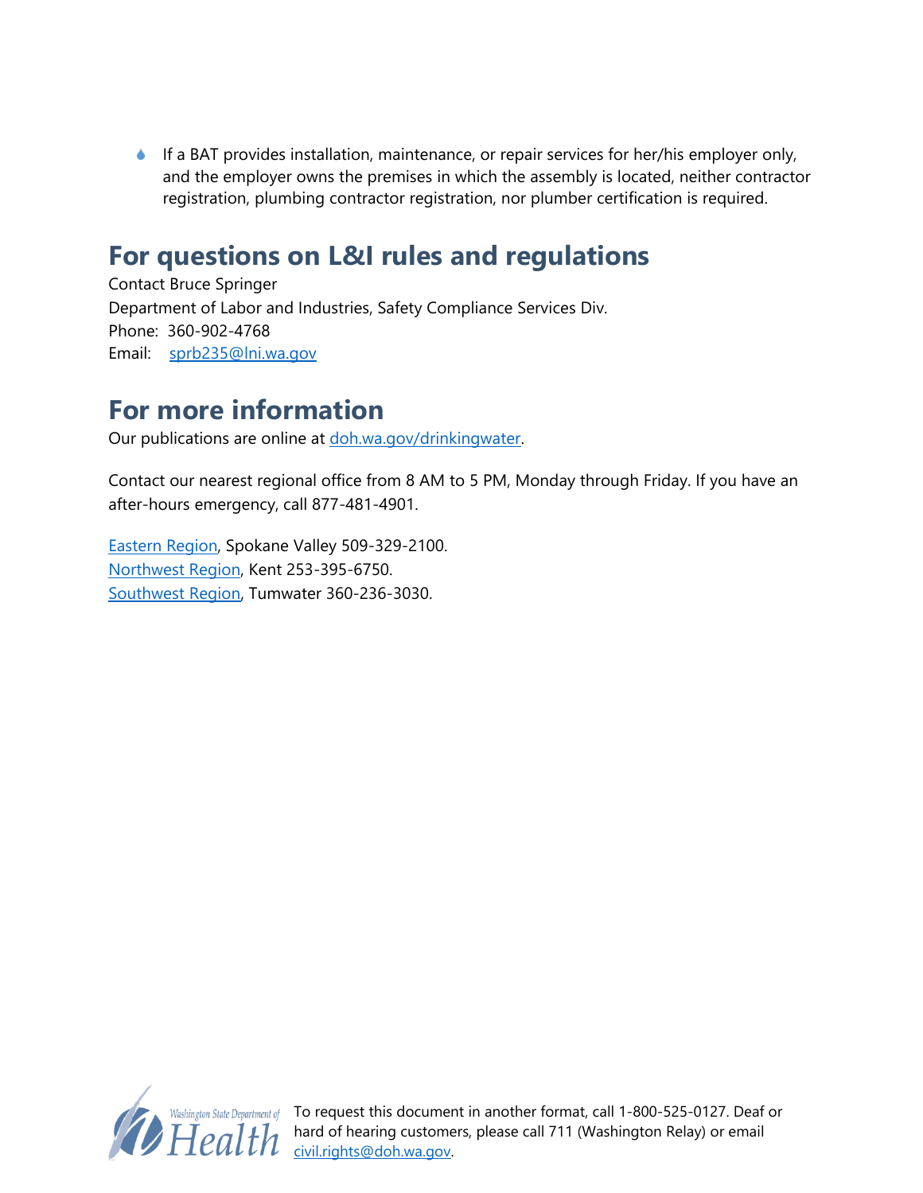- If a BAT provides installation, maintenance, or repair services for her/his employer only, and the employer owns the premises in which the assembly is located, neither contractor registration, plumbing contractor registration, nor plumber certification is required.

## For questions on L&I rules and regulations

Contact Bruce Springer
Department of Labor and Industries, Safety Compliance Services Div.
Phone: 360-902-4768
Email: sprb235@lni.wa.gov

## For more information

Our publications are online at doh.wa.gov/drinkingwater.

Contact our nearest regional office from 8 AM to 5 PM, Monday through Friday. If you have an after-hours emergency, call 877-481-4901.

Eastern Region, Spokane Valley 509-329-2100.
Northwest Region, Kent 253-395-6750.
Southwest Region, Tumwater 360-236-3030.

Washington State Department of Health

To request this document in another format, call 1-800-525-0127. Deaf or hard of hearing customers, please call 711 (Washington Relay) or email civil.rights@doh.wa.gov.